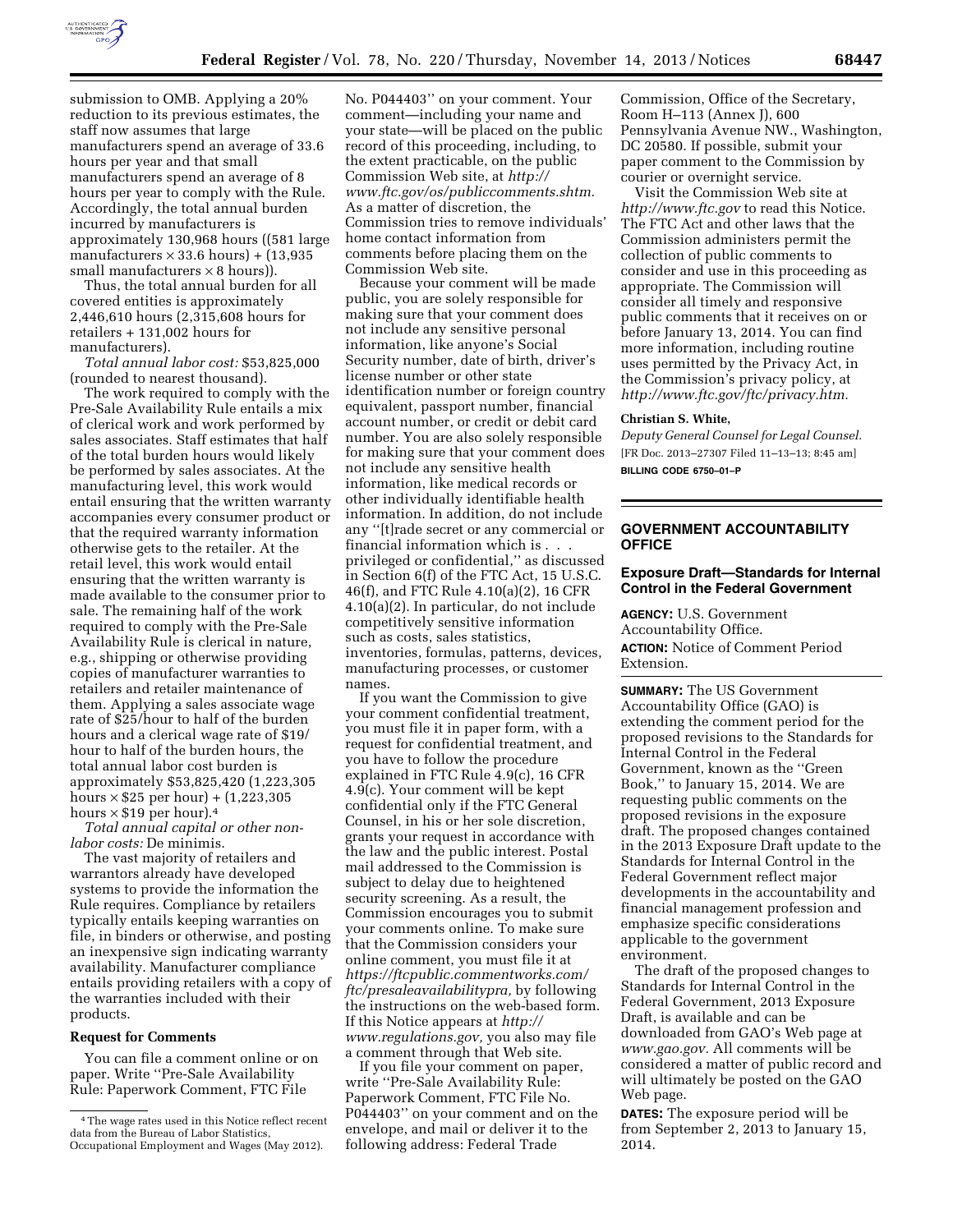submission to OMB. Applying a 20% reduction to its previous estimates, the staff now assumes that large manufacturers spend an average of 33.6 hours per year and that small manufacturers spend an average of 8 hours per year to comply with the Rule. Accordingly, the total annual burden incurred by manufacturers is approximately 130,968 hours ((581 large manufacturers × 33.6 hours) + (13,935 small manufacturers × 8 hours)).

Thus, the total annual burden for all covered entities is approximately 2,446,610 hours (2,315,608 hours for retailers + 131,002 hours for manufacturers).

*Total annual labor cost:* $53,825,000 (rounded to nearest thousand).

The work required to comply with the Pre-Sale Availability Rule entails a mix of clerical work and work performed by sales associates. Staff estimates that half of the total burden hours would likely be performed by sales associates. At the manufacturing level, this work would entail ensuring that the written warranty accompanies every consumer product or that the required warranty information otherwise gets to the retailer. At the retail level, this work would entail ensuring that the written warranty is made available to the consumer prior to sale. The remaining half of the work required to comply with the Pre-Sale Availability Rule is clerical in nature, e.g., shipping or otherwise providing copies of manufacturer warranties to retailers and retailer maintenance of them. Applying a sales associate wage rate of $25/hour to half of the burden hours and a clerical wage rate of $19/hour to half of the burden hours, the total annual labor cost burden is approximately $53,825,420 (1,223,305 hours × $25 per hour) + (1,223,305 hours × $19 per hour).[4]

*Total annual capital or other non-labor costs:* De minimis.

The vast majority of retailers and warrantors already have developed systems to provide the information the Rule requires. Compliance by retailers typically entails keeping warranties on file, in binders or otherwise, and posting an inexpensive sign indicating warranty availability. Manufacturer compliance entails providing retailers with a copy of the warranties included with their products.

**Request for Comments**

You can file a comment online or on paper. Write ''Pre-Sale Availability Rule: Paperwork Comment, FTC File No. P044403'' on your comment. Your comment—including your name and your state—will be placed on the public record of this proceeding, including, to the extent practicable, on the public Commission Web site, at *http://www.ftc.gov/os/publiccomments.shtm.* As a matter of discretion, the Commission tries to remove individuals' home contact information from comments before placing them on the Commission Web site.

Because your comment will be made public, you are solely responsible for making sure that your comment does not include any sensitive personal information, like anyone's Social Security number, date of birth, driver's license number or other state identification number or foreign country equivalent, passport number, financial account number, or credit or debit card number. You are also solely responsible for making sure that your comment does not include any sensitive health information, like medical records or other individually identifiable health information. In addition, do not include any ''[t]rade secret or any commercial or financial information which is . . . privileged or confidential,'' as discussed in Section 6(f) of the FTC Act, 15 U.S.C. 46(f), and FTC Rule 4.10(a)(2), 16 CFR 4.10(a)(2). In particular, do not include competitively sensitive information such as costs, sales statistics, inventories, formulas, patterns, devices, manufacturing processes, or customer names.

If you want the Commission to give your comment confidential treatment, you must file it in paper form, with a request for confidential treatment, and you have to follow the procedure explained in FTC Rule 4.9(c), 16 CFR 4.9(c). Your comment will be kept confidential only if the FTC General Counsel, in his or her sole discretion, grants your request in accordance with the law and the public interest. Postal mail addressed to the Commission is subject to delay due to heightened security screening. As a result, the Commission encourages you to submit your comments online. To make sure that the Commission considers your online comment, you must file it at *https://ftcpublic.commentworks.com/ftc/presaleavailabilitypra,* by following the instructions on the web-based form. If this Notice appears at *http://www.regulations.gov,* you also may file a comment through that Web site.

If you file your comment on paper, write ''Pre-Sale Availability Rule: Paperwork Comment, FTC File No. P044403'' on your comment and on the envelope, and mail or deliver it to the following address: Federal Trade Commission, Office of the Secretary, Room H–113 (Annex J), 600 Pennsylvania Avenue NW., Washington, DC 20580. If possible, submit your paper comment to the Commission by courier or overnight service.

Visit the Commission Web site at *http://www.ftc.gov* to read this Notice. The FTC Act and other laws that the Commission administers permit the collection of public comments to consider and use in this proceeding as appropriate. The Commission will consider all timely and responsive public comments that it receives on or before January 13, 2014. You can find more information, including routine uses permitted by the Privacy Act, in the Commission's privacy policy, at *http://www.ftc.gov/ftc/privacy.htm.*

**Christian S. White,**

*Deputy General Counsel for Legal Counsel.*

[FR Doc. 2013–27307 Filed 11–13–13; 8:45 am]

**BILLING CODE 6750–01–P**

[4] The wage rates used in this Notice reflect recent data from the Bureau of Labor Statistics, Occupational Employment and Wages (May 2012).

## GOVERNMENT ACCOUNTABILITY OFFICE

### Exposure Draft—Standards for Internal Control in the Federal Government

**AGENCY:** U.S. Government Accountability Office.

**ACTION:** Notice of Comment Period Extension.

**SUMMARY:** The US Government Accountability Office (GAO) is extending the comment period for the proposed revisions to the Standards for Internal Control in the Federal Government, known as the ''Green Book,'' to January 15, 2014. We are requesting public comments on the proposed revisions in the exposure draft. The proposed changes contained in the 2013 Exposure Draft update to the Standards for Internal Control in the Federal Government reflect major developments in the accountability and financial management profession and emphasize specific considerations applicable to the government environment.

The draft of the proposed changes to Standards for Internal Control in the Federal Government, 2013 Exposure Draft, is available and can be downloaded from GAO's Web page at *www.gao.gov.* All comments will be considered a matter of public record and will ultimately be posted on the GAO Web page.

**DATES:** The exposure period will be from September 2, 2013 to January 15, 2014.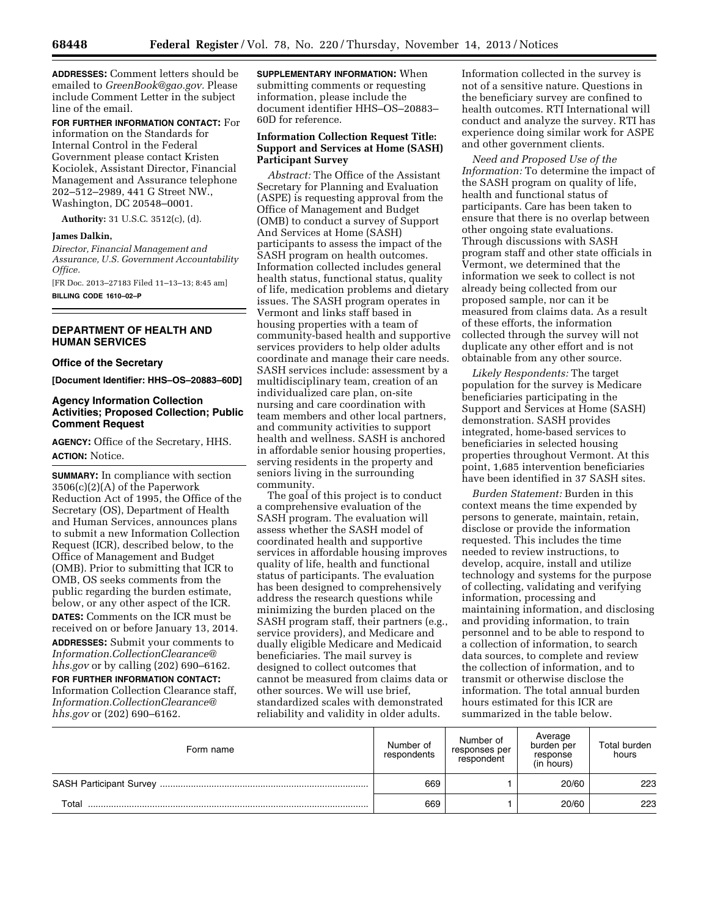**ADDRESSES:** Comment letters should be emailed to *GreenBook@gao.gov*. Please include Comment Letter in the subject line of the email.

**FOR FURTHER INFORMATION CONTACT:** For information on the Standards for Internal Control in the Federal Government please contact Kristen Kociolek, Assistant Director, Financial Management and Assurance telephone 202–512–2989, 441 G Street NW., Washington, DC 20548–0001.

**Authority:** 31 U.S.C. 3512(c), (d).

**James Dalkin,**

*Director, Financial Management and Assurance, U.S. Government Accountability Office.*

[FR Doc. 2013–27183 Filed 11–13–13; 8:45 am]

**BILLING CODE 1610–02–P**

## DEPARTMENT OF HEALTH AND HUMAN SERVICES

### Office of the Secretary

**[Document Identifier: HHS–OS–20883–60D]**

### Agency Information Collection Activities; Proposed Collection; Public Comment Request

**AGENCY:** Office of the Secretary, HHS.

**ACTION:** Notice.

**SUMMARY:** In compliance with section 3506(c)(2)(A) of the Paperwork Reduction Act of 1995, the Office of the Secretary (OS), Department of Health and Human Services, announces plans to submit a new Information Collection Request (ICR), described below, to the Office of Management and Budget (OMB). Prior to submitting that ICR to OMB, OS seeks comments from the public regarding the burden estimate, below, or any other aspect of the ICR.

**DATES:** Comments on the ICR must be received on or before January 13, 2014.

**ADDRESSES:** Submit your comments to *Information.CollectionClearance@hhs.gov* or by calling (202) 690–6162.

**FOR FURTHER INFORMATION CONTACT:** Information Collection Clearance staff, *Information.CollectionClearance@hhs.gov* or (202) 690–6162.

**SUPPLEMENTARY INFORMATION:** When submitting comments or requesting information, please include the document identifier HHS–OS–20883–60D for reference.

**Information Collection Request Title: Support and Services at Home (SASH) Participant Survey**

*Abstract:* The Office of the Assistant Secretary for Planning and Evaluation (ASPE) is requesting approval from the Office of Management and Budget (OMB) to conduct a survey of Support And Services at Home (SASH) participants to assess the impact of the SASH program on health outcomes. Information collected includes general health status, functional status, quality of life, medication problems and dietary issues. The SASH program operates in Vermont and links staff based in housing properties with a team of community-based health and supportive services providers to help older adults coordinate and manage their care needs. SASH services include: assessment by a multidisciplinary team, creation of an individualized care plan, on-site nursing and care coordination with team members and other local partners, and community activities to support health and wellness. SASH is anchored in affordable senior housing properties, serving residents in the property and seniors living in the surrounding community.

The goal of this project is to conduct a comprehensive evaluation of the SASH program. The evaluation will assess whether the SASH model of coordinated health and supportive services in affordable housing improves quality of life, health and functional status of participants. The evaluation has been designed to comprehensively address the research questions while minimizing the burden placed on the SASH program staff, their partners (e.g., service providers), and Medicare and dually eligible Medicare and Medicaid beneficiaries. The mail survey is designed to collect outcomes that cannot be measured from claims data or other sources. We will use brief, standardized scales with demonstrated reliability and validity in older adults. Information collected in the survey is not of a sensitive nature. Questions in the beneficiary survey are confined to health outcomes. RTI International will conduct and analyze the survey. RTI has experience doing similar work for ASPE and other government clients.

*Need and Proposed Use of the Information:* To determine the impact of the SASH program on quality of life, health and functional status of participants. Care has been taken to ensure that there is no overlap between other ongoing state evaluations. Through discussions with SASH program staff and other state officials in Vermont, we determined that the information we seek to collect is not already being collected from our proposed sample, nor can it be measured from claims data. As a result of these efforts, the information collected through the survey will not duplicate any other effort and is not obtainable from any other source.

*Likely Respondents:* The target population for the survey is Medicare beneficiaries participating in the Support and Services at Home (SASH) demonstration. SASH provides integrated, home-based services to beneficiaries in selected housing properties throughout Vermont. At this point, 1,685 intervention beneficiaries have been identified in 37 SASH sites.

*Burden Statement:* Burden in this context means the time expended by persons to generate, maintain, retain, disclose or provide the information requested. This includes the time needed to review instructions, to develop, acquire, install and utilize technology and systems for the purpose of collecting, validating and verifying information, processing and maintaining information, and disclosing and providing information, to train personnel and to be able to respond to a collection of information, to search data sources, to complete and review the collection of information, and to transmit or otherwise disclose the information. The total annual burden hours estimated for this ICR are summarized in the table below.

| Form name | Number of respondents | Number of responses per respondent | Average burden per response (in hours) | Total burden hours |
|---|---|---|---|---|
| SASH Participant Survey | 669 | 1 | 20/60 | 223 |
| Total | 669 | 1 | 20/60 | 223 |